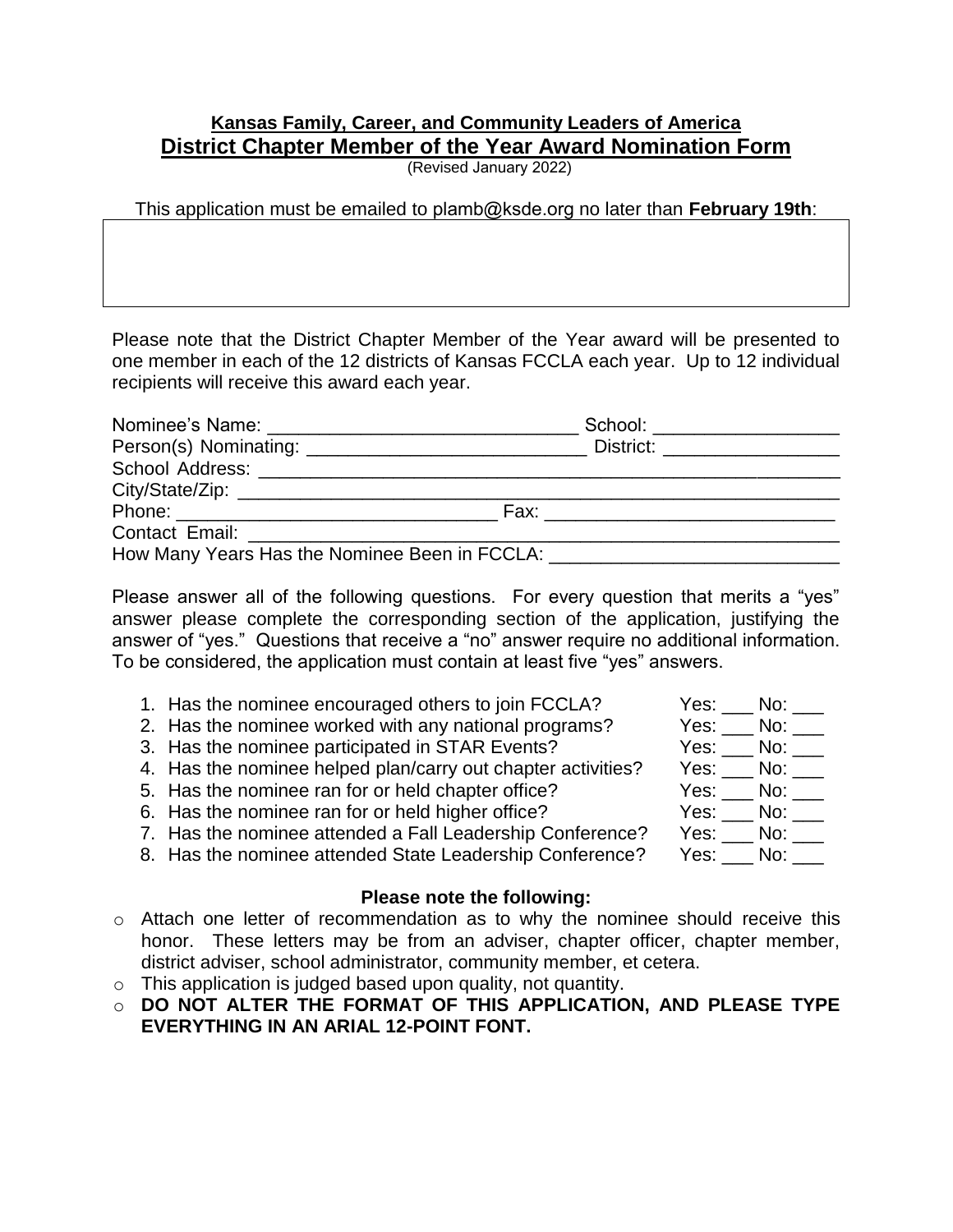**Kansas Family, Career, and Community Leaders of America**

## District Chapter Member of the Year Award Nomination Form

(Revised January 2022)

This application must be emailed to plamb@ksde.org no later than **February 19th**:

Please note that the District Chapter Member of the Year award will be presented to one member in each of the 12 districts of Kansas FCCLA each year. Up to 12 individual recipients will receive this award each year.

Nominee's Name: ______________________________ School: __________________

Person(s) Nominating: ___________________________ District: _________________

School Address: _________________________________________________________

City/State/Zip: __________________________________________________________

Phone: _______________________________ Fax: ____________________________

Contact Email: __________________________________________________________

How Many Years Has the Nominee Been in FCCLA: ___________________________

Please answer all of the following questions. For every question that merits a "yes" answer please complete the corresponding section of the application, justifying the answer of "yes." Questions that receive a "no" answer require no additional information. To be considered, the application must contain at least five "yes" answers.

1. Has the nominee encouraged others to join FCCLA? Yes: ___ No: ___
2. Has the nominee worked with any national programs? Yes: ___ No: ___
3. Has the nominee participated in STAR Events? Yes: ___ No: ___
4. Has the nominee helped plan/carry out chapter activities? Yes: ___ No: ___
5. Has the nominee ran for or held chapter office? Yes: ___ No: ___
6. Has the nominee ran for or held higher office? Yes: ___ No: ___
7. Has the nominee attended a Fall Leadership Conference? Yes: ___ No: ___
8. Has the nominee attended State Leadership Conference? Yes: ___ No: ___

**Please note the following:**

- Attach one letter of recommendation as to why the nominee should receive this honor. These letters may be from an adviser, chapter officer, chapter member, district adviser, school administrator, community member, et cetera.
- This application is judged based upon quality, not quantity.
- **DO NOT ALTER THE FORMAT OF THIS APPLICATION, AND PLEASE TYPE EVERYTHING IN AN ARIAL 12-POINT FONT.**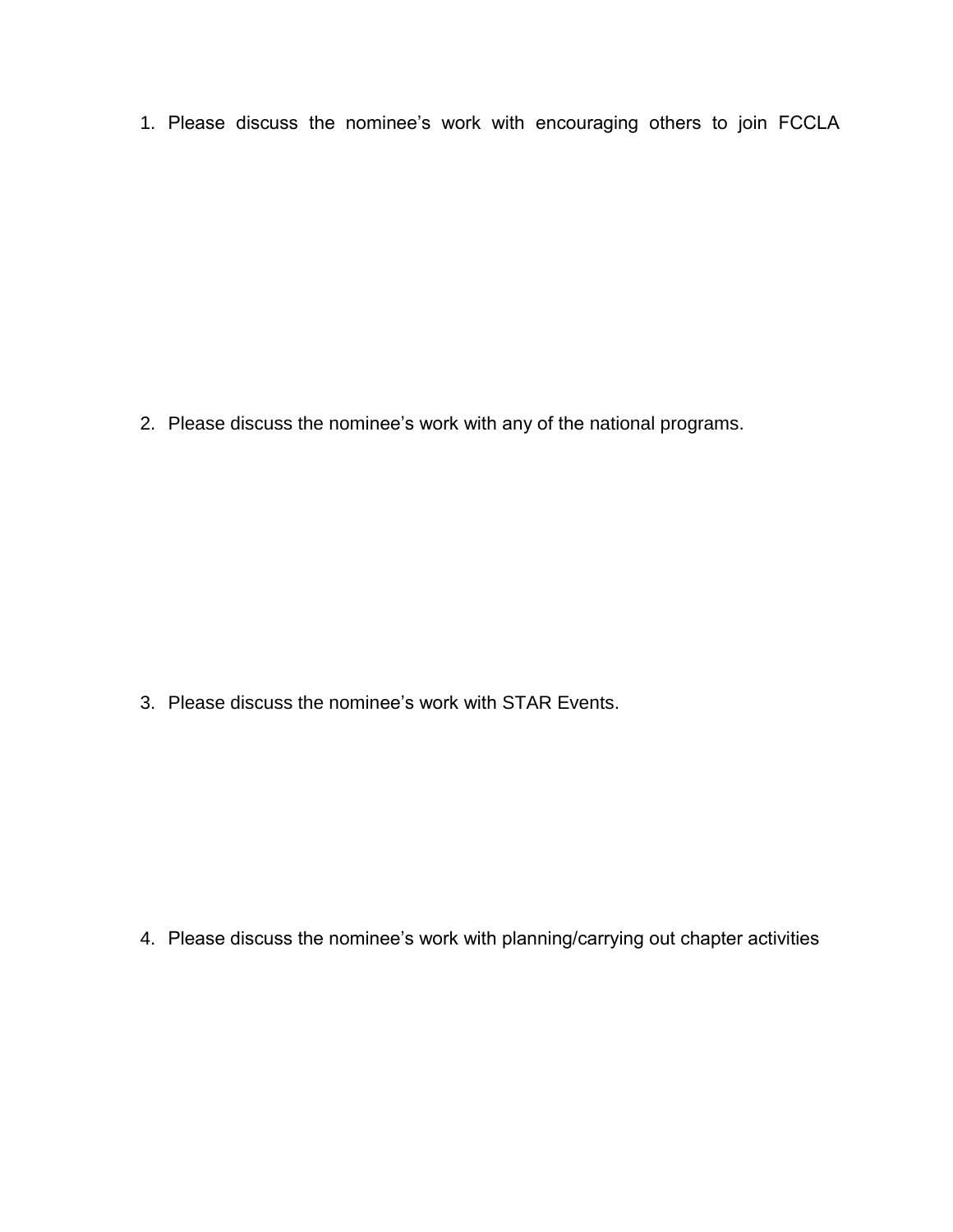1. Please discuss the nominee’s work with encouraging others to join FCCLA

2. Please discuss the nominee’s work with any of the national programs.

3. Please discuss the nominee’s work with STAR Events.

4. Please discuss the nominee’s work with planning/carrying out chapter activities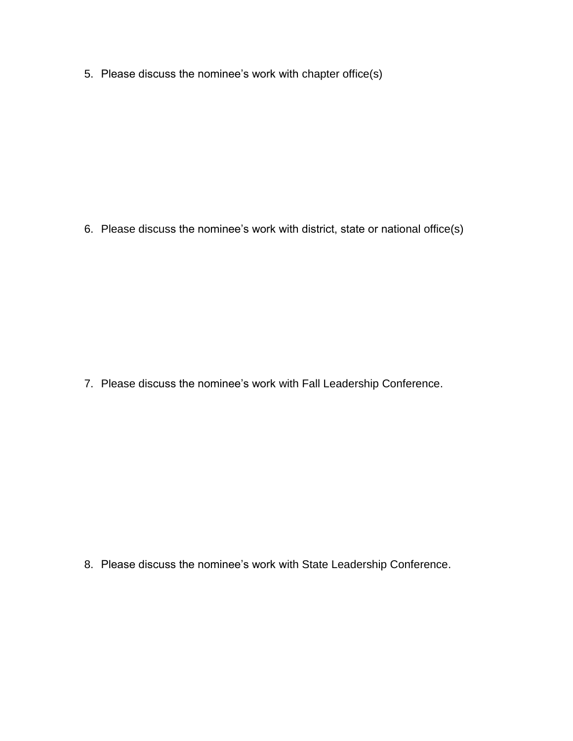5. Please discuss the nominee's work with chapter office(s)

6. Please discuss the nominee's work with district, state or national office(s)

7. Please discuss the nominee's work with Fall Leadership Conference.

8. Please discuss the nominee's work with State Leadership Conference.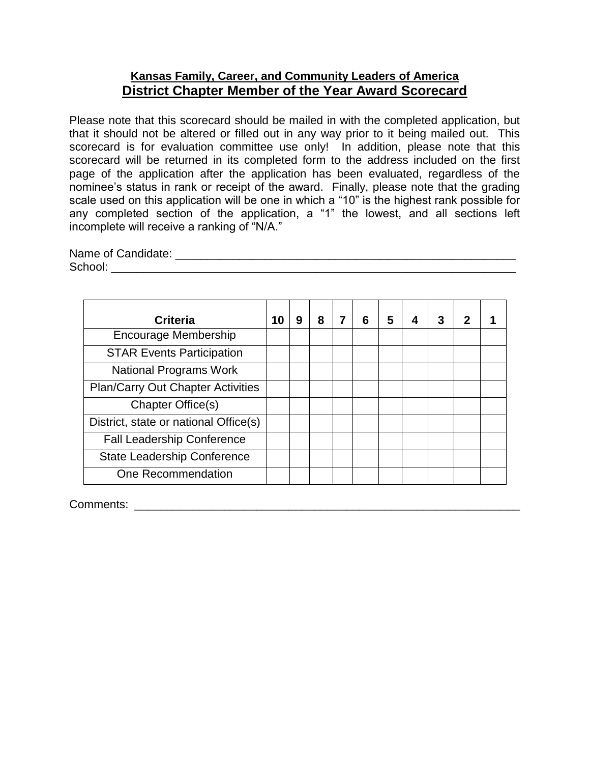**Kansas Family, Career, and Community Leaders of America**

## District Chapter Member of the Year Award Scorecard

Please note that this scorecard should be mailed in with the completed application, but that it should not be altered or filled out in any way prior to it being mailed out. This scorecard is for evaluation committee use only! In addition, please note that this scorecard will be returned in its completed form to the address included on the first page of the application after the application has been evaluated, regardless of the nominee's status in rank or receipt of the award. Finally, please note that the grading scale used on this application will be one in which a "10" is the highest rank possible for any completed section of the application, a "1" the lowest, and all sections left incomplete will receive a ranking of "N/A."

Name of Candidate: _______________________________________________________

School: ______________________________________________________________

| Criteria | 10 | 9 | 8 | 7 | 6 | 5 | 4 | 3 | 2 | 1 |
|---|---|---|---|---|---|---|---|---|---|---|
| Encourage Membership | | | | | | | | | | |
| STAR Events Participation | | | | | | | | | | |
| National Programs Work | | | | | | | | | | |
| Plan/Carry Out Chapter Activities | | | | | | | | | | |
| Chapter Office(s) | | | | | | | | | | |
| District, state or national Office(s) | | | | | | | | | | |
| Fall Leadership Conference | | | | | | | | | | |
| State Leadership Conference | | | | | | | | | | |
| One Recommendation | | | | | | | | | | |

Comments: ____________________________________________________________